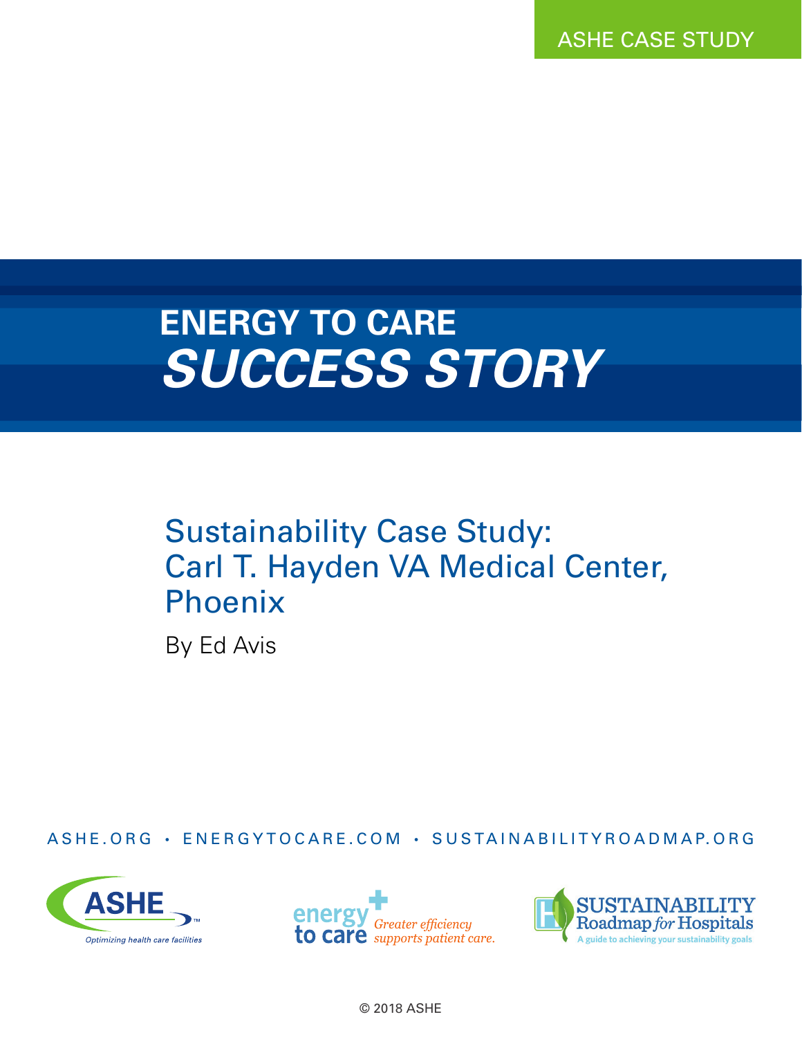ASHE CASE STUDY

# ENERGY TO CARE *SUCCESS STORY*

## Sustainability Case Study: Carl T. Hayden VA Medical Center, Phoenix

By Ed Avis

ASHE.ORG • ENERGYTOCARE.COM • SUSTAINABILITYROADMAP.ORG

ASHE Optimizing health care facilities

energy to care Greater efficiency supports patient care.

SUSTAINABILITY Roadmap *for* Hospitals A guide to achieving your sustainability goals

© 2018 ASHE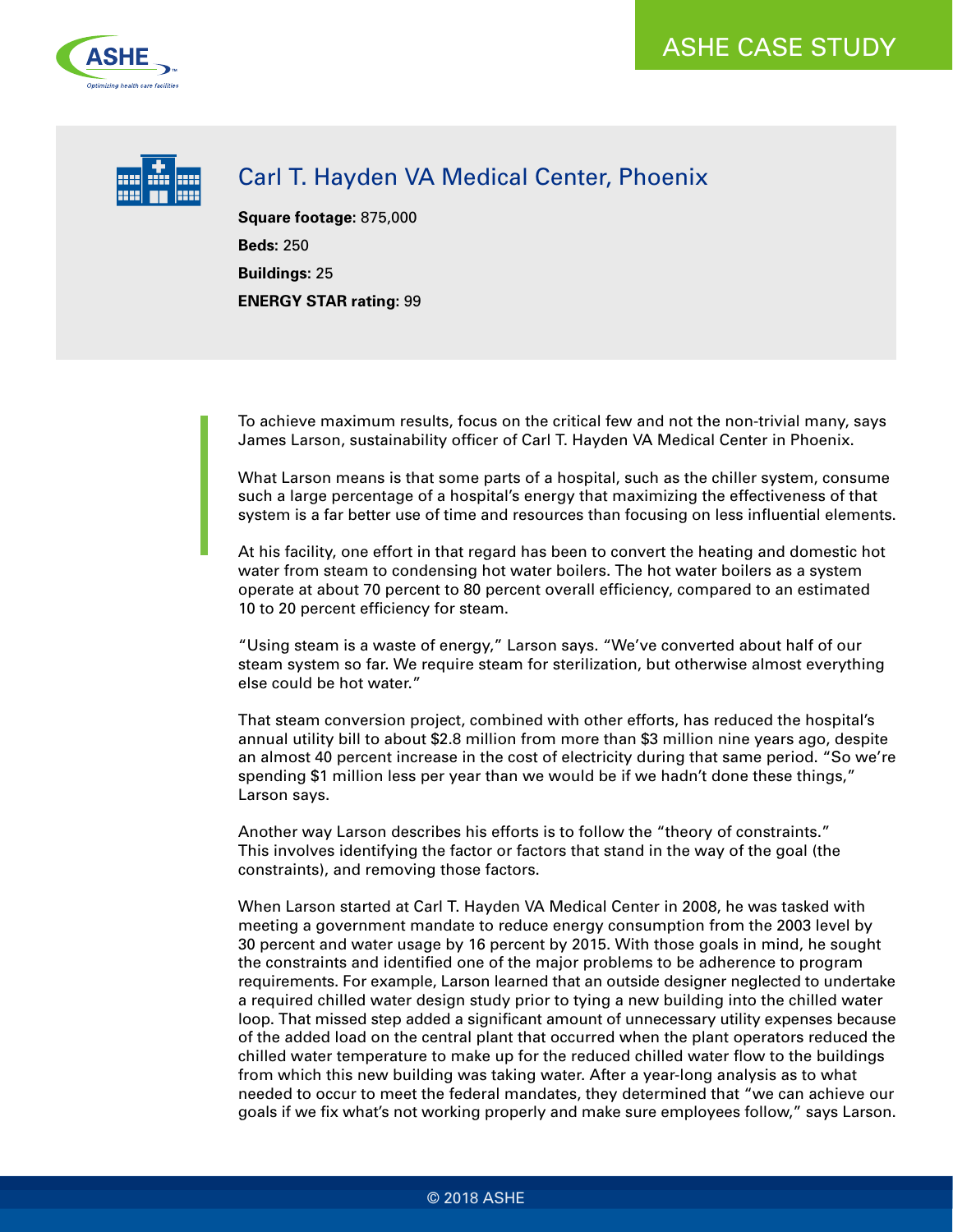# Carl T. Hayden VA Medical Center, Phoenix

**Square footage:** 875,000

**Beds:** 250

**Buildings:** 25

**ENERGY STAR rating:** 99

To achieve maximum results, focus on the critical few and not the non-trivial many, says James Larson, sustainability officer of Carl T. Hayden VA Medical Center in Phoenix.

What Larson means is that some parts of a hospital, such as the chiller system, consume such a large percentage of a hospital's energy that maximizing the effectiveness of that system is a far better use of time and resources than focusing on less influential elements.

At his facility, one effort in that regard has been to convert the heating and domestic hot water from steam to condensing hot water boilers. The hot water boilers as a system operate at about 70 percent to 80 percent overall efficiency, compared to an estimated 10 to 20 percent efficiency for steam.

"Using steam is a waste of energy," Larson says. "We've converted about half of our steam system so far. We require steam for sterilization, but otherwise almost everything else could be hot water."

That steam conversion project, combined with other efforts, has reduced the hospital's annual utility bill to about $2.8 million from more than $3 million nine years ago, despite an almost 40 percent increase in the cost of electricity during that same period. "So we're spending $1 million less per year than we would be if we hadn't done these things," Larson says.

Another way Larson describes his efforts is to follow the "theory of constraints." This involves identifying the factor or factors that stand in the way of the goal (the constraints), and removing those factors.

When Larson started at Carl T. Hayden VA Medical Center in 2008, he was tasked with meeting a government mandate to reduce energy consumption from the 2003 level by 30 percent and water usage by 16 percent by 2015. With those goals in mind, he sought the constraints and identified one of the major problems to be adherence to program requirements. For example, Larson learned that an outside designer neglected to undertake a required chilled water design study prior to tying a new building into the chilled water loop. That missed step added a significant amount of unnecessary utility expenses because of the added load on the central plant that occurred when the plant operators reduced the chilled water temperature to make up for the reduced chilled water flow to the buildings from which this new building was taking water. After a year-long analysis as to what needed to occur to meet the federal mandates, they determined that "we can achieve our goals if we fix what's not working properly and make sure employees follow," says Larson.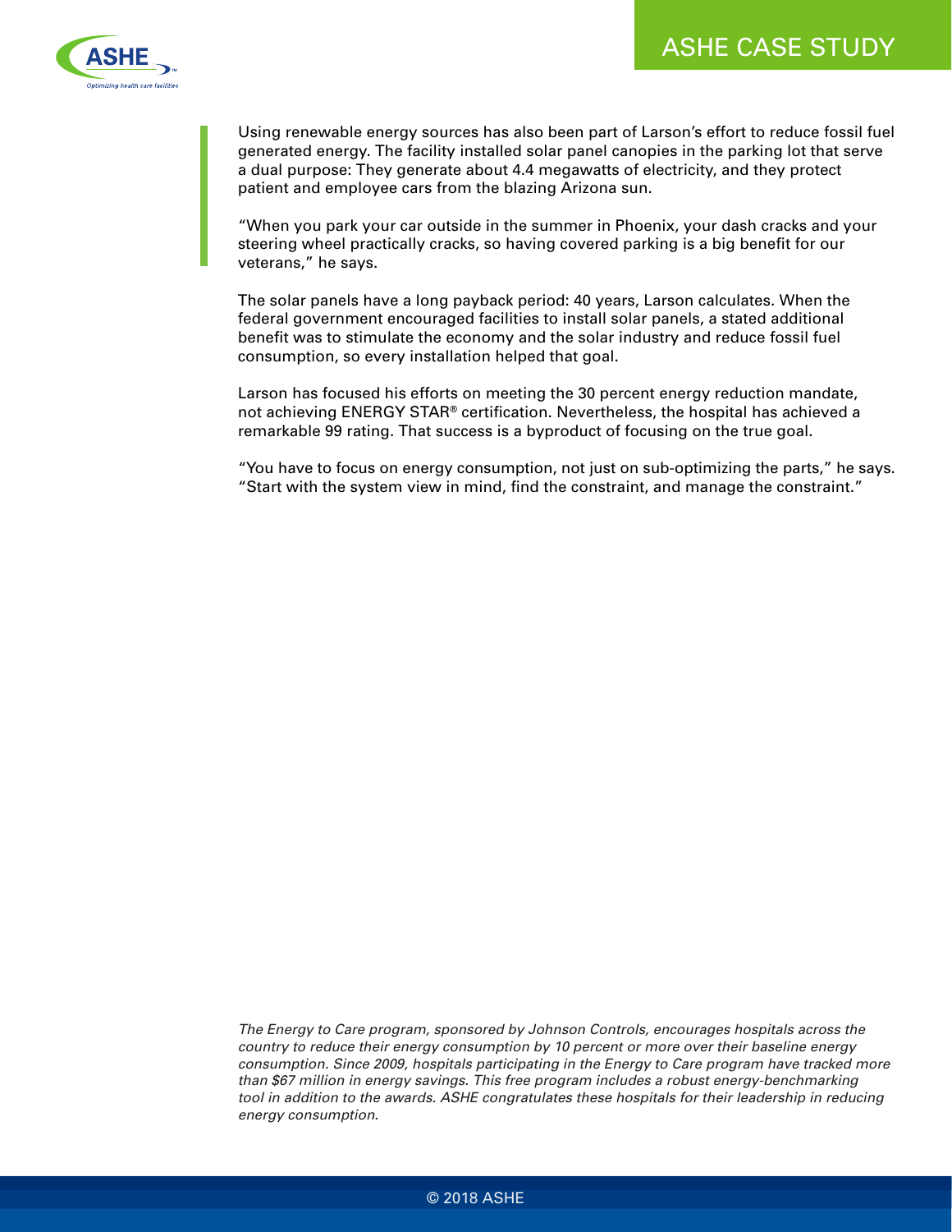Using renewable energy sources has also been part of Larson's effort to reduce fossil fuel generated energy. The facility installed solar panel canopies in the parking lot that serve a dual purpose: They generate about 4.4 megawatts of electricity, and they protect patient and employee cars from the blazing Arizona sun.

"When you park your car outside in the summer in Phoenix, your dash cracks and your steering wheel practically cracks, so having covered parking is a big benefit for our veterans," he says.

The solar panels have a long payback period: 40 years, Larson calculates. When the federal government encouraged facilities to install solar panels, a stated additional benefit was to stimulate the economy and the solar industry and reduce fossil fuel consumption, so every installation helped that goal.

Larson has focused his efforts on meeting the 30 percent energy reduction mandate, not achieving ENERGY STAR® certification. Nevertheless, the hospital has achieved a remarkable 99 rating. That success is a byproduct of focusing on the true goal.

"You have to focus on energy consumption, not just on sub-optimizing the parts," he says. "Start with the system view in mind, find the constraint, and manage the constraint."

*The Energy to Care program, sponsored by Johnson Controls, encourages hospitals across the country to reduce their energy consumption by 10 percent or more over their baseline energy consumption. Since 2009, hospitals participating in the Energy to Care program have tracked more than $67 million in energy savings. This free program includes a robust energy-benchmarking tool in addition to the awards. ASHE congratulates these hospitals for their leadership in reducing energy consumption.*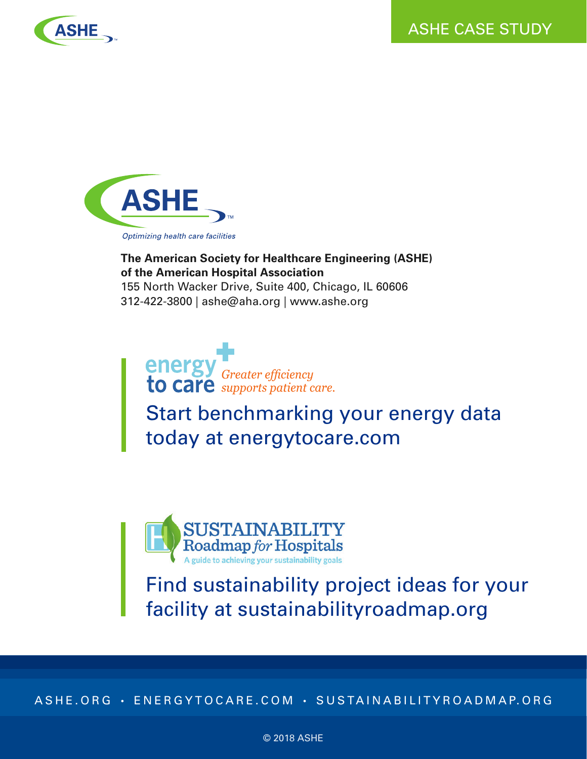ASHE CASE STUDY

ASHE

*Optimizing health care facilities*

**The American Society for Healthcare Engineering (ASHE) of the American Hospital Association**
155 North Wacker Drive, Suite 400, Chicago, IL 60606
312-422-3800 | ashe@aha.org | www.ashe.org

energy to care *Greater efficiency supports patient care.*

Start benchmarking your energy data today at energytocare.com

SUSTAINABILITY Roadmap *for* Hospitals
A guide to achieving your sustainability goals

Find sustainability project ideas for your facility at sustainabilityroadmap.org

ASHE.ORG • ENERGYTOCARE.COM • SUSTAINABILITYROADMAP.ORG

© 2018 ASHE